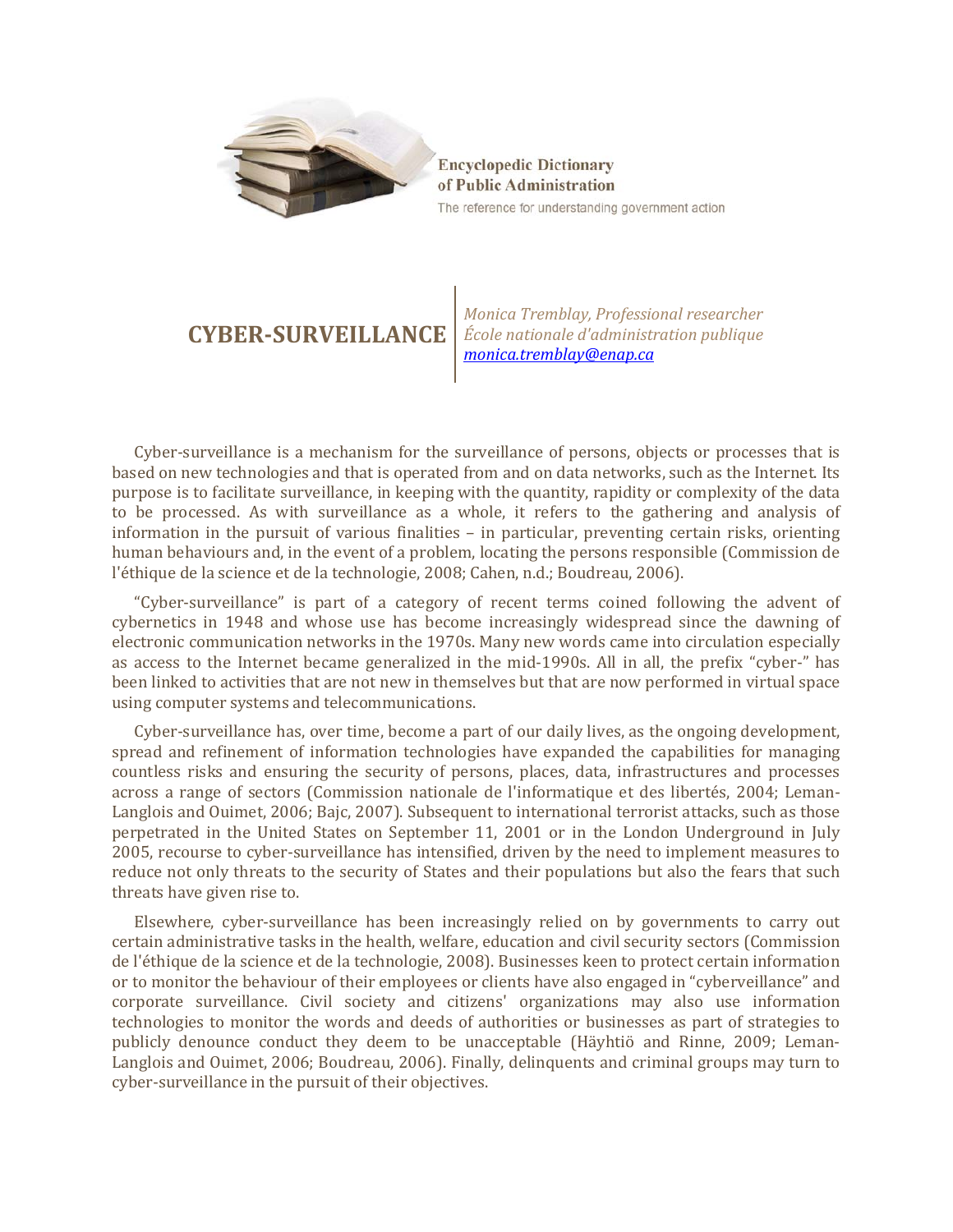Encyclopedic Dictionary of Public Administration
The reference for understanding government action

# CYBER-SURVEILLANCE

*Monica Tremblay, Professional researcher*
*École nationale d'administration publique*
*monica.tremblay@enap.ca*

Cyber-surveillance is a mechanism for the surveillance of persons, objects or processes that is based on new technologies and that is operated from and on data networks, such as the Internet. Its purpose is to facilitate surveillance, in keeping with the quantity, rapidity or complexity of the data to be processed. As with surveillance as a whole, it refers to the gathering and analysis of information in the pursuit of various finalities – in particular, preventing certain risks, orienting human behaviours and, in the event of a problem, locating the persons responsible (Commission de l'éthique de la science et de la technologie, 2008; Cahen, n.d.; Boudreau, 2006).

"Cyber-surveillance" is part of a category of recent terms coined following the advent of cybernetics in 1948 and whose use has become increasingly widespread since the dawning of electronic communication networks in the 1970s. Many new words came into circulation especially as access to the Internet became generalized in the mid-1990s. All in all, the prefix "cyber-" has been linked to activities that are not new in themselves but that are now performed in virtual space using computer systems and telecommunications.

Cyber-surveillance has, over time, become a part of our daily lives, as the ongoing development, spread and refinement of information technologies have expanded the capabilities for managing countless risks and ensuring the security of persons, places, data, infrastructures and processes across a range of sectors (Commission nationale de l'informatique et des libertés, 2004; Leman-Langlois and Ouimet, 2006; Bajc, 2007). Subsequent to international terrorist attacks, such as those perpetrated in the United States on September 11, 2001 or in the London Underground in July 2005, recourse to cyber-surveillance has intensified, driven by the need to implement measures to reduce not only threats to the security of States and their populations but also the fears that such threats have given rise to.

Elsewhere, cyber-surveillance has been increasingly relied on by governments to carry out certain administrative tasks in the health, welfare, education and civil security sectors (Commission de l'éthique de la science et de la technologie, 2008). Businesses keen to protect certain information or to monitor the behaviour of their employees or clients have also engaged in "cyberveillance" and corporate surveillance. Civil society and citizens' organizations may also use information technologies to monitor the words and deeds of authorities or businesses as part of strategies to publicly denounce conduct they deem to be unacceptable (Häyhtiö and Rinne, 2009; Leman-Langlois and Ouimet, 2006; Boudreau, 2006). Finally, delinquents and criminal groups may turn to cyber-surveillance in the pursuit of their objectives.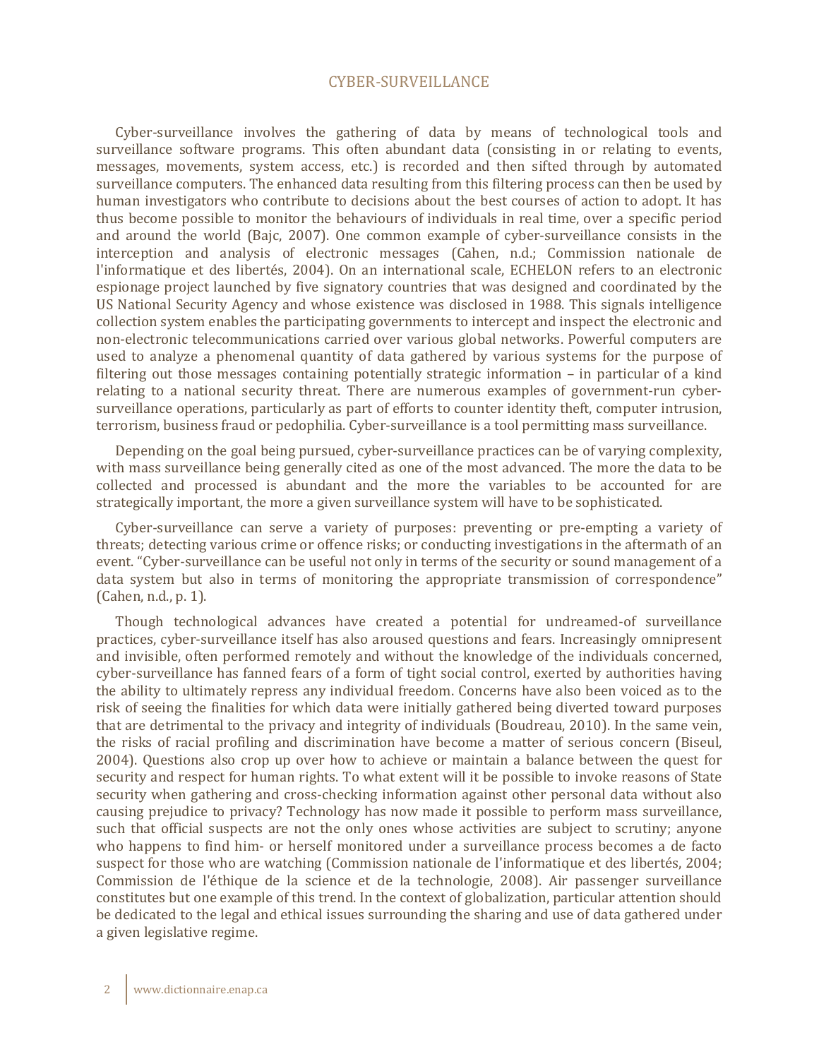Cyber-surveillance involves the gathering of data by means of technological tools and surveillance software programs. This often abundant data (consisting in or relating to events, messages, movements, system access, etc.) is recorded and then sifted through by automated surveillance computers. The enhanced data resulting from this filtering process can then be used by human investigators who contribute to decisions about the best courses of action to adopt. It has thus become possible to monitor the behaviours of individuals in real time, over a specific period and around the world (Bajc, 2007). One common example of cyber-surveillance consists in the interception and analysis of electronic messages (Cahen, n.d.; Commission nationale de l'informatique et des libertés, 2004). On an international scale, ECHELON refers to an electronic espionage project launched by five signatory countries that was designed and coordinated by the US National Security Agency and whose existence was disclosed in 1988. This signals intelligence collection system enables the participating governments to intercept and inspect the electronic and non-electronic telecommunications carried over various global networks. Powerful computers are used to analyze a phenomenal quantity of data gathered by various systems for the purpose of filtering out those messages containing potentially strategic information – in particular of a kind relating to a national security threat. There are numerous examples of government-run cyber-surveillance operations, particularly as part of efforts to counter identity theft, computer intrusion, terrorism, business fraud or pedophilia. Cyber-surveillance is a tool permitting mass surveillance.

Depending on the goal being pursued, cyber-surveillance practices can be of varying complexity, with mass surveillance being generally cited as one of the most advanced. The more the data to be collected and processed is abundant and the more the variables to be accounted for are strategically important, the more a given surveillance system will have to be sophisticated.

Cyber-surveillance can serve a variety of purposes: preventing or pre-empting a variety of threats; detecting various crime or offence risks; or conducting investigations in the aftermath of an event. "Cyber-surveillance can be useful not only in terms of the security or sound management of a data system but also in terms of monitoring the appropriate transmission of correspondence" (Cahen, n.d., p. 1).

Though technological advances have created a potential for undreamed-of surveillance practices, cyber-surveillance itself has also aroused questions and fears. Increasingly omnipresent and invisible, often performed remotely and without the knowledge of the individuals concerned, cyber-surveillance has fanned fears of a form of tight social control, exerted by authorities having the ability to ultimately repress any individual freedom. Concerns have also been voiced as to the risk of seeing the finalities for which data were initially gathered being diverted toward purposes that are detrimental to the privacy and integrity of individuals (Boudreau, 2010). In the same vein, the risks of racial profiling and discrimination have become a matter of serious concern (Biseul, 2004). Questions also crop up over how to achieve or maintain a balance between the quest for security and respect for human rights. To what extent will it be possible to invoke reasons of State security when gathering and cross-checking information against other personal data without also causing prejudice to privacy? Technology has now made it possible to perform mass surveillance, such that official suspects are not the only ones whose activities are subject to scrutiny; anyone who happens to find him- or herself monitored under a surveillance process becomes a de facto suspect for those who are watching (Commission nationale de l'informatique et des libertés, 2004; Commission de l'éthique de la science et de la technologie, 2008). Air passenger surveillance constitutes but one example of this trend. In the context of globalization, particular attention should be dedicated to the legal and ethical issues surrounding the sharing and use of data gathered under a given legislative regime.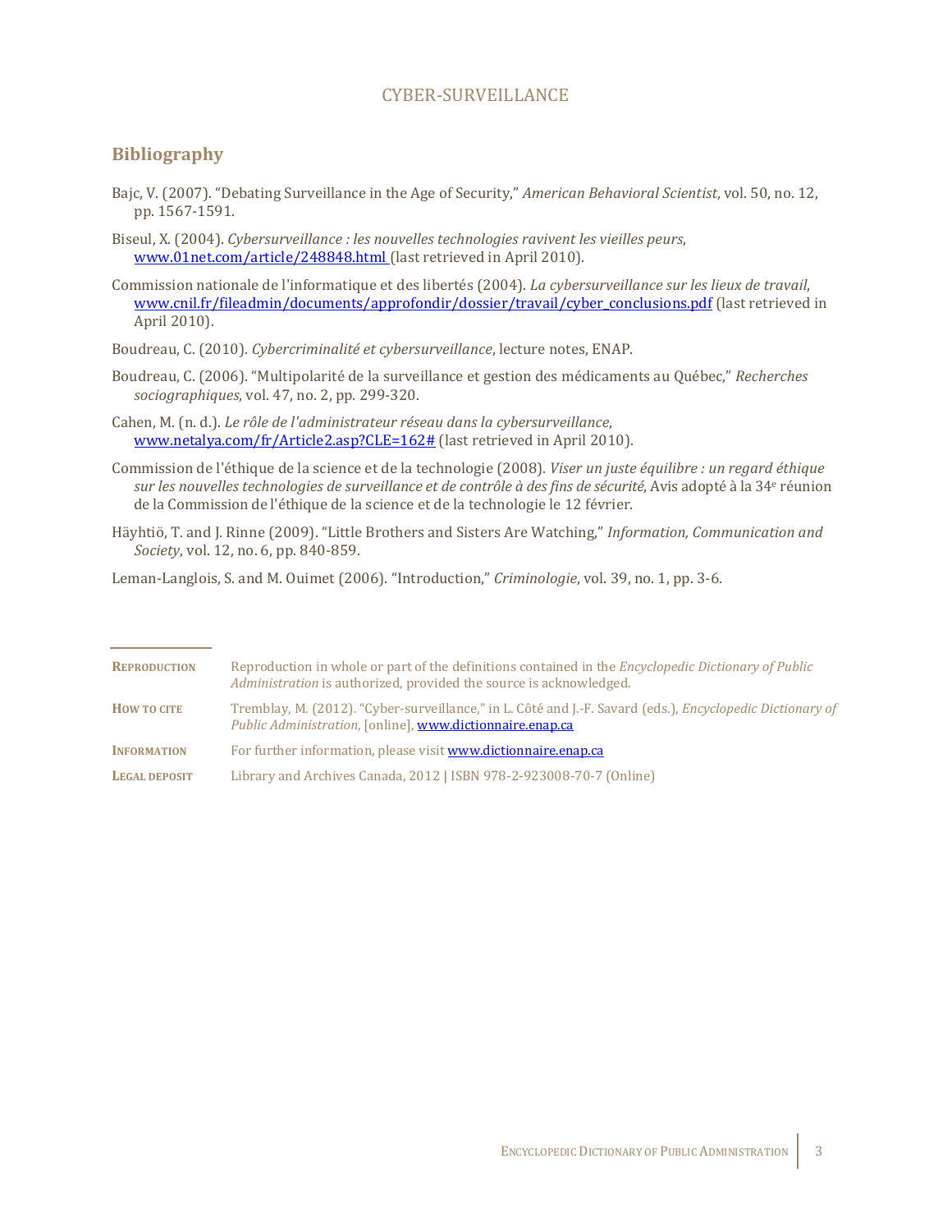## Bibliography

Bajc, V. (2007). "Debating Surveillance in the Age of Security," *American Behavioral Scientist*, vol. 50, no. 12, pp. 1567-1591.

Biseul, X. (2004). *Cybersurveillance : les nouvelles technologies ravivent les vieilles peurs*, www.01net.com/article/248848.html (last retrieved in April 2010).

Commission nationale de l'informatique et des libertés (2004). *La cybersurveillance sur les lieux de travail*, www.cnil.fr/fileadmin/documents/approfondir/dossier/travail/cyber_conclusions.pdf (last retrieved in April 2010).

Boudreau, C. (2010). *Cybercriminalité et cybersurveillance*, lecture notes, ENAP.

Boudreau, C. (2006). "Multipolarité de la surveillance et gestion des médicaments au Québec," *Recherches sociographiques*, vol. 47, no. 2, pp. 299-320.

Cahen, M. (n. d.). *Le rôle de l'administrateur réseau dans la cybersurveillance*, www.netalya.com/fr/Article2.asp?CLE=162# (last retrieved in April 2010).

Commission de l'éthique de la science et de la technologie (2008). *Viser un juste équilibre : un regard éthique sur les nouvelles technologies de surveillance et de contrôle à des fins de sécurité*, Avis adopté à la 34e réunion de la Commission de l'éthique de la science et de la technologie le 12 février.

Häyhtiö, T. and J. Rinne (2009). "Little Brothers and Sisters Are Watching," *Information, Communication and Society*, vol. 12, no. 6, pp. 840-859.

Leman-Langlois, S. and M. Ouimet (2006). "Introduction," *Criminologie*, vol. 39, no. 1, pp. 3-6.

---

**REPRODUCTION** Reproduction in whole or part of the definitions contained in the *Encyclopedic Dictionary of Public Administration* is authorized, provided the source is acknowledged.

**HOW TO CITE** Tremblay, M. (2012). "Cyber-surveillance," in L. Côté and J.-F. Savard (eds.), *Encyclopedic Dictionary of Public Administration*, [online], www.dictionnaire.enap.ca

**INFORMATION** For further information, please visit www.dictionnaire.enap.ca

**LEGAL DEPOSIT** Library and Archives Canada, 2012 | ISBN 978-2-923008-70-7 (Online)